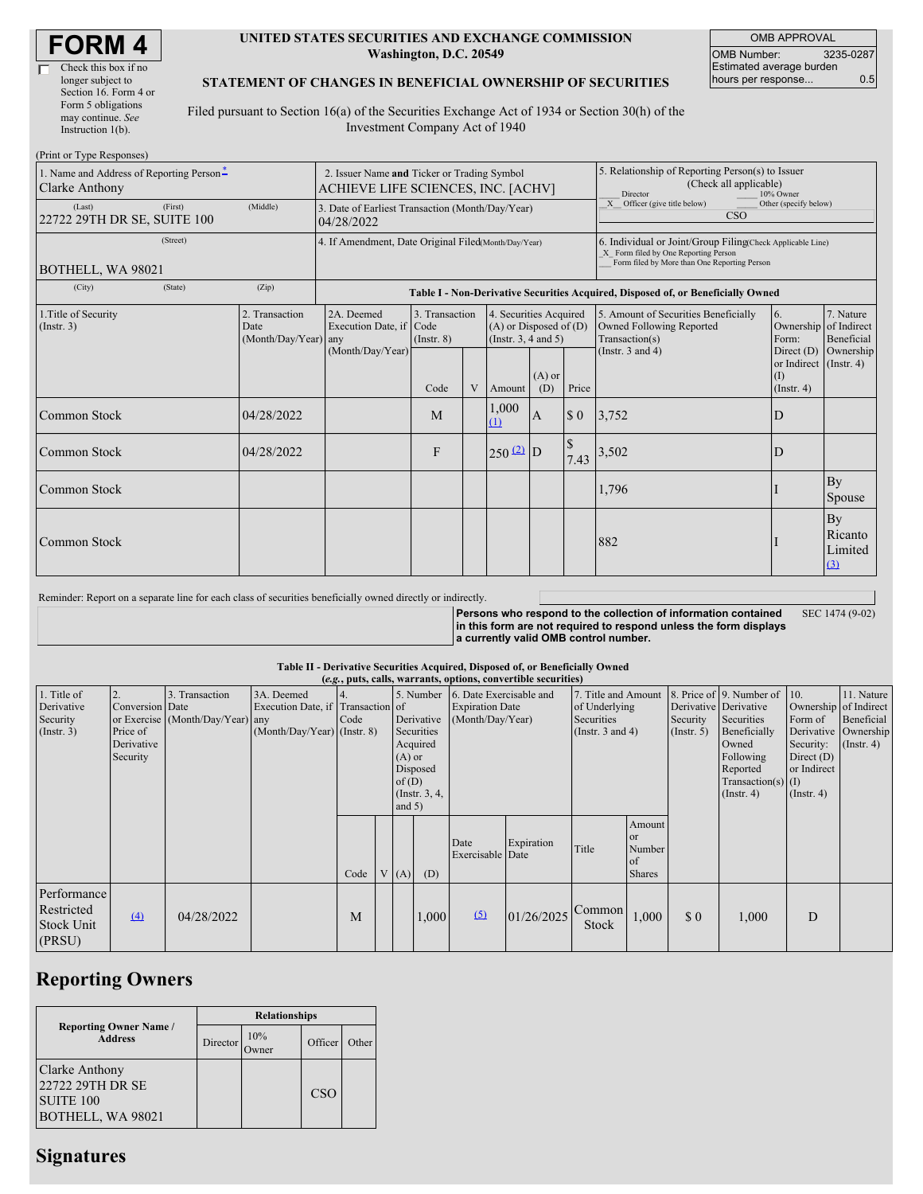# FORM 4

☐ Check this box if no longer subject to Section 16. Form 4 or Form 5 obligations may continue. *See* Instruction 1(b).

**UNITED STATES SECURITIES AND EXCHANGE COMMISSION**
**Washington, D.C. 20549**

**STATEMENT OF CHANGES IN BENEFICIAL OWNERSHIP OF SECURITIES**

Filed pursuant to Section 16(a) of the Securities Exchange Act of 1934 or Section 30(h) of the Investment Company Act of 1940

| OMB APPROVAL | |
|---|---|
| OMB Number: | 3235-0287 |
| Estimated average burden hours per response... | 0.5 |

(Print or Type Responses)

| 1. Name and Address of Reporting Person* | 2. Issuer Name and Ticker or Trading Symbol | 5. Relationship of Reporting Person(s) to Issuer (Check all applicable) |
|---|---|---|
| Clarke Anthony | ACHIEVE LIFE SCIENCES, INC. [ACHV] | ___ Director ___ 10% Owner |
| (Last) (First) (Middle) 22722 29TH DR SE, SUITE 100 | 3. Date of Earliest Transaction (Month/Day/Year) 04/28/2022 | _X_ Officer (give title below) ___ Other (specify below) CSO |
| (Street) BOTHELL, WA 98021 | 4. If Amendment, Date Original Filed (Month/Day/Year) | 6. Individual or Joint/Group Filing (Check Applicable Line) _X_ Form filed by One Reporting Person ___ Form filed by More than One Reporting Person |
| (City) (State) (Zip) | | |

**Table I - Non-Derivative Securities Acquired, Disposed of, or Beneficially Owned**

| 1.Title of Security (Instr. 3) | 2. Transaction Date (Month/Day/Year) | 2A. Deemed Execution Date, if any (Month/Day/Year) | 3. Transaction Code (Instr. 8) | | 4. Securities Acquired (A) or Disposed of (D) (Instr. 3, 4 and 5) | | | 5. Amount of Securities Beneficially Owned Following Reported Transaction(s) (Instr. 3 and 4) | 6. Ownership Form: Direct (D) or Indirect (I) (Instr. 4) | 7. Nature of Indirect Beneficial Ownership (Instr. 4) |
|---|---|---|---|---|---|---|---|---|---|---|
| | | | Code | V | Amount | (A) or (D) | Price | | | |
| Common Stock | 04/28/2022 | | M | | 1,000 (1) | A | $ 0 | 3,752 | D | |
| Common Stock | 04/28/2022 | | F | | 250 (2) | D | $ 7.43 | 3,502 | D | |
| Common Stock | | | | | | | | 1,796 | I | By Spouse |
| Common Stock | | | | | | | | 882 | I | By Ricanto Limited (3) |

Reminder: Report on a separate line for each class of securities beneficially owned directly or indirectly.

**Persons who respond to the collection of information contained in this form are not required to respond unless the form displays a currently valid OMB control number.** SEC 1474 (9-02)

**Table II - Derivative Securities Acquired, Disposed of, or Beneficially Owned**
***(e.g., puts, calls, warrants, options, convertible securities)***

| 1. Title of Derivative Security (Instr. 3) | 2. Conversion or Exercise Price of Derivative Security | 3. Transaction Date (Month/Day/Year) | 3A. Deemed Execution Date, if any (Month/Day/Year) | 4. Transaction Code (Instr. 8) | | 5. Number of Derivative Securities Acquired (A) or Disposed of (D) (Instr. 3, 4, and 5) | | 6. Date Exercisable and Expiration Date (Month/Day/Year) | | 7. Title and Amount of Underlying Securities (Instr. 3 and 4) | | 8. Price of Derivative Security (Instr. 5) | 9. Number of Derivative Securities Beneficially Owned Following Reported Transaction(s) (Instr. 4) | 10. Ownership Form of Derivative Security: Direct (D) or Indirect (I) (Instr. 4) | 11. Nature of Indirect Beneficial Ownership (Instr. 4) |
|---|---|---|---|---|---|---|---|---|---|---|---|---|---|---|---|
| | | | | Code | V | (A) | (D) | Date Exercisable | Expiration Date | Title | Amount or Number of Shares | | | | |
| Performance Restricted Stock Unit (PRSU) | (4) | 04/28/2022 | | M | | | 1,000 | (5) | 01/26/2025 | Common Stock | 1,000 | $ 0 | 1,000 | D | |

## Reporting Owners

| Reporting Owner Name / Address | Relationships | | | |
|---|---|---|---|---|
| | Director | 10% Owner | Officer | Other |
| Clarke Anthony 22722 29TH DR SE SUITE 100 BOTHELL, WA 98021 | | | CSO | |

## Signatures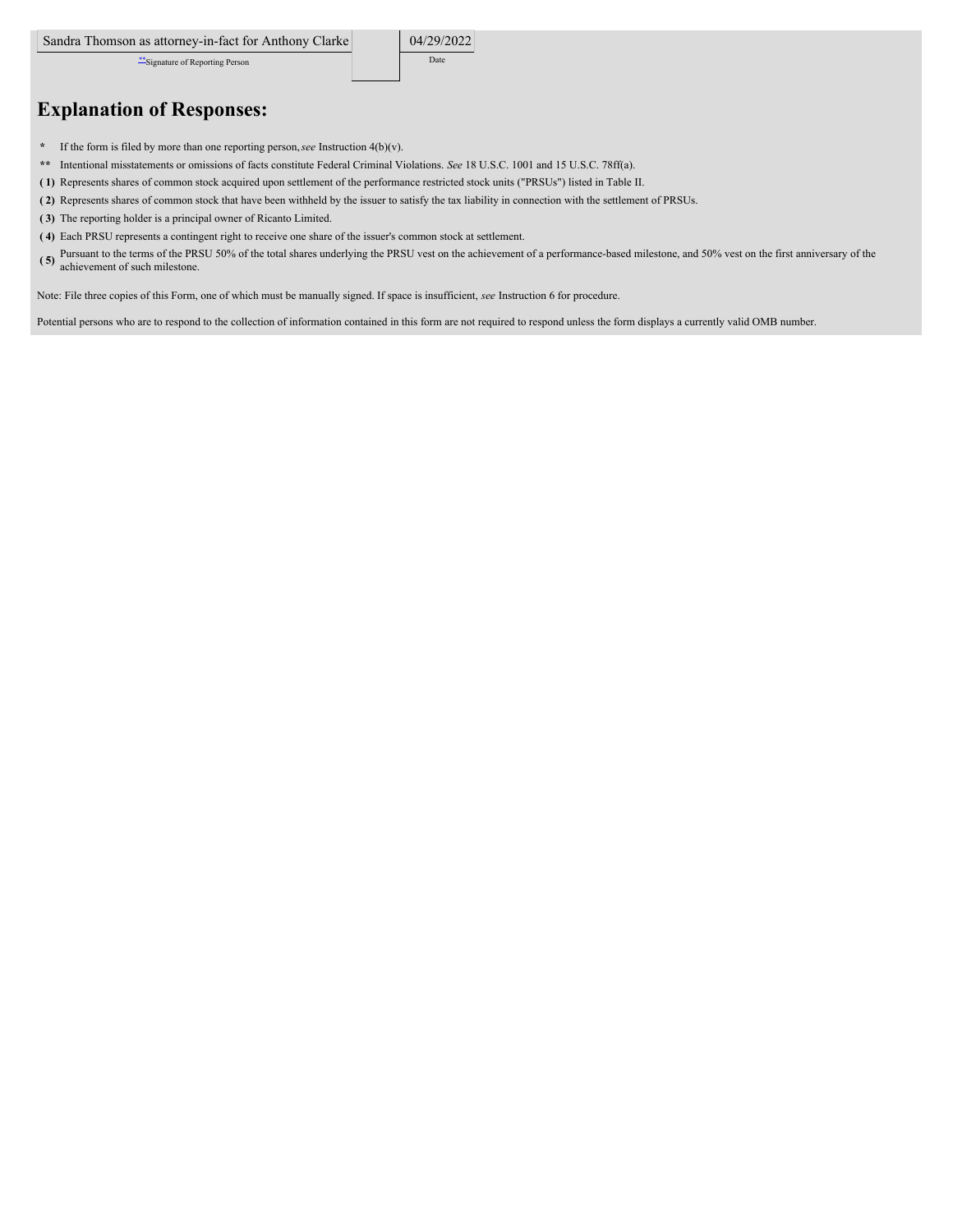| | | |
|---|---|---|
| Sandra Thomson as attorney-in-fact for Anthony Clarke | | 04/29/2022 |
| ** Signature of Reporting Person | | Date |

## Explanation of Responses:

* If the form is filed by more than one reporting person, *see* Instruction 4(b)(v).

** Intentional misstatements or omissions of facts constitute Federal Criminal Violations. *See* 18 U.S.C. 1001 and 15 U.S.C. 78ff(a).

( 1) Represents shares of common stock acquired upon settlement of the performance restricted stock units ("PRSUs") listed in Table II.

( 2) Represents shares of common stock that have been withheld by the issuer to satisfy the tax liability in connection with the settlement of PRSUs.

( 3) The reporting holder is a principal owner of Ricanto Limited.

( 4) Each PRSU represents a contingent right to receive one share of the issuer's common stock at settlement.

( 5) Pursuant to the terms of the PRSU 50% of the total shares underlying the PRSU vest on the achievement of a performance-based milestone, and 50% vest on the first anniversary of the achievement of such milestone.

Note: File three copies of this Form, one of which must be manually signed. If space is insufficient, *see* Instruction 6 for procedure.

Potential persons who are to respond to the collection of information contained in this form are not required to respond unless the form displays a currently valid OMB number.